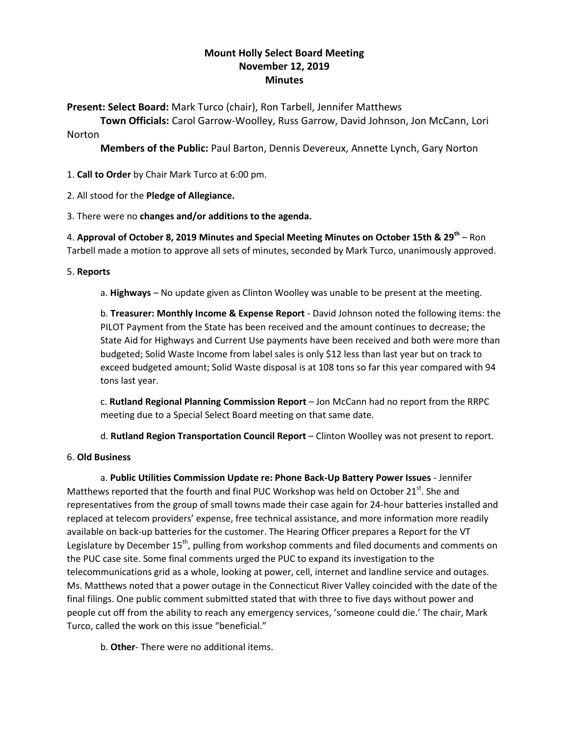# Mount Holly Select Board Meeting
## November 12, 2019
## Minutes

**Present: Select Board:** Mark Turco (chair), Ron Tarbell, Jennifer Matthews

**Town Officials:** Carol Garrow-Woolley, Russ Garrow, David Johnson, Jon McCann, Lori Norton

**Members of the Public:** Paul Barton, Dennis Devereux, Annette Lynch, Gary Norton

1. **Call to Order** by Chair Mark Turco at 6:00 pm.

2. All stood for the **Pledge of Allegiance.**

3. There were no **changes and/or additions to the agenda.**

4. **Approval of October 8, 2019 Minutes and Special Meeting Minutes on October 15th & 29th** – Ron Tarbell made a motion to approve all sets of minutes, seconded by Mark Turco, unanimously approved.

5. **Reports**

a. **Highways** – No update given as Clinton Woolley was unable to be present at the meeting.

b. **Treasurer: Monthly Income & Expense Report** - David Johnson noted the following items: the PILOT Payment from the State has been received and the amount continues to decrease; the State Aid for Highways and Current Use payments have been received and both were more than budgeted; Solid Waste Income from label sales is only $12 less than last year but on track to exceed budgeted amount; Solid Waste disposal is at 108 tons so far this year compared with 94 tons last year.

c. **Rutland Regional Planning Commission Report** – Jon McCann had no report from the RRPC meeting due to a Special Select Board meeting on that same date.

d. **Rutland Region Transportation Council Report** – Clinton Woolley was not present to report.

6. **Old Business**

a. **Public Utilities Commission Update re: Phone Back-Up Battery Power Issues** - Jennifer Matthews reported that the fourth and final PUC Workshop was held on October 21st. She and representatives from the group of small towns made their case again for 24-hour batteries installed and replaced at telecom providers' expense, free technical assistance, and more information more readily available on back-up batteries for the customer. The Hearing Officer prepares a Report for the VT Legislature by December 15th, pulling from workshop comments and filed documents and comments on the PUC case site. Some final comments urged the PUC to expand its investigation to the telecommunications grid as a whole, looking at power, cell, internet and landline service and outages. Ms. Matthews noted that a power outage in the Connecticut River Valley coincided with the date of the final filings. One public comment submitted stated that with three to five days without power and people cut off from the ability to reach any emergency services, 'someone could die.' The chair, Mark Turco, called the work on this issue "beneficial."

b. **Other**- There were no additional items.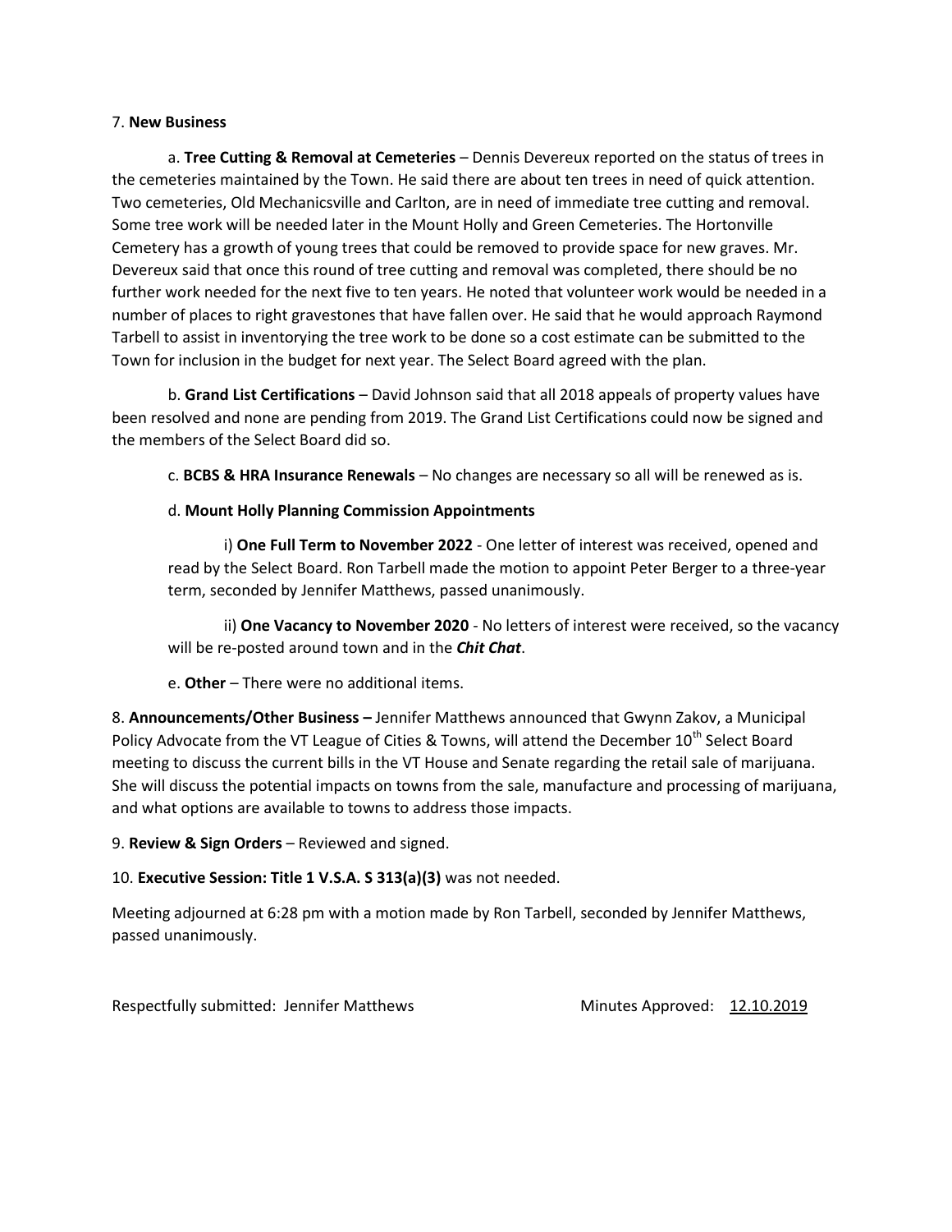7. **New Business**

a. **Tree Cutting & Removal at Cemeteries** – Dennis Devereux reported on the status of trees in the cemeteries maintained by the Town. He said there are about ten trees in need of quick attention. Two cemeteries, Old Mechanicsville and Carlton, are in need of immediate tree cutting and removal. Some tree work will be needed later in the Mount Holly and Green Cemeteries. The Hortonville Cemetery has a growth of young trees that could be removed to provide space for new graves. Mr. Devereux said that once this round of tree cutting and removal was completed, there should be no further work needed for the next five to ten years. He noted that volunteer work would be needed in a number of places to right gravestones that have fallen over. He said that he would approach Raymond Tarbell to assist in inventorying the tree work to be done so a cost estimate can be submitted to the Town for inclusion in the budget for next year. The Select Board agreed with the plan.

b. **Grand List Certifications** – David Johnson said that all 2018 appeals of property values have been resolved and none are pending from 2019. The Grand List Certifications could now be signed and the members of the Select Board did so.

c. **BCBS & HRA Insurance Renewals** – No changes are necessary so all will be renewed as is.

d. **Mount Holly Planning Commission Appointments**

i) **One Full Term to November 2022** - One letter of interest was received, opened and read by the Select Board. Ron Tarbell made the motion to appoint Peter Berger to a three-year term, seconded by Jennifer Matthews, passed unanimously.

ii) **One Vacancy to November 2020** - No letters of interest were received, so the vacancy will be re-posted around town and in the ***Chit Chat***.

e. **Other** – There were no additional items.

8. **Announcements/Other Business –** Jennifer Matthews announced that Gwynn Zakov, a Municipal Policy Advocate from the VT League of Cities & Towns, will attend the December 10th Select Board meeting to discuss the current bills in the VT House and Senate regarding the retail sale of marijuana. She will discuss the potential impacts on towns from the sale, manufacture and processing of marijuana, and what options are available to towns to address those impacts.

9. **Review & Sign Orders** – Reviewed and signed.

10. **Executive Session: Title 1 V.S.A. S 313(a)(3)** was not needed.

Meeting adjourned at 6:28 pm with a motion made by Ron Tarbell, seconded by Jennifer Matthews, passed unanimously.

Respectfully submitted: Jennifer Matthews

Minutes Approved: 12.10.2019